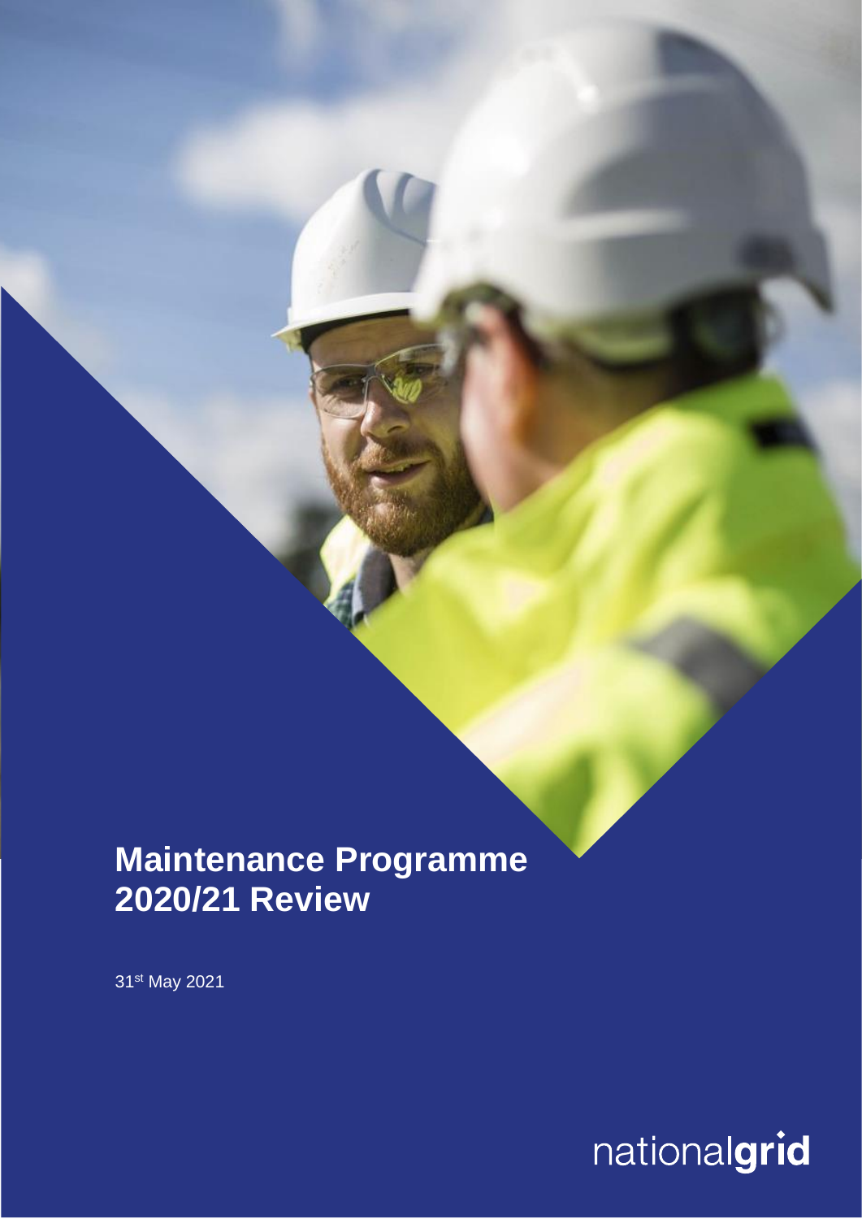# Maintenance Programme 2020/21 Review

31st May 2021

nationalgrid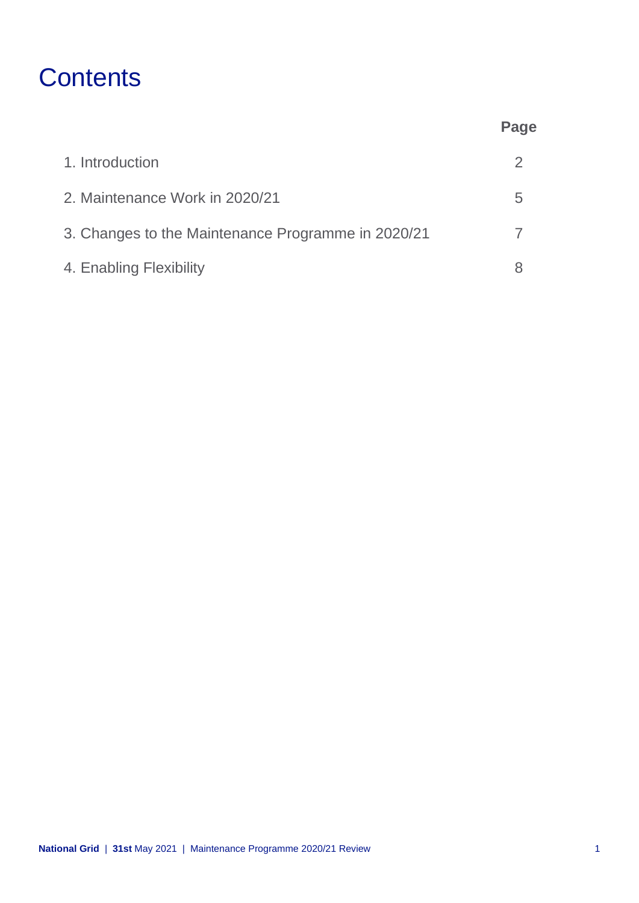# Contents

| | Page |
|---|---|
| 1. Introduction | 2 |
| 2. Maintenance Work in 2020/21 | 5 |
| 3. Changes to the Maintenance Programme in 2020/21 | 7 |
| 4. Enabling Flexibility | 8 |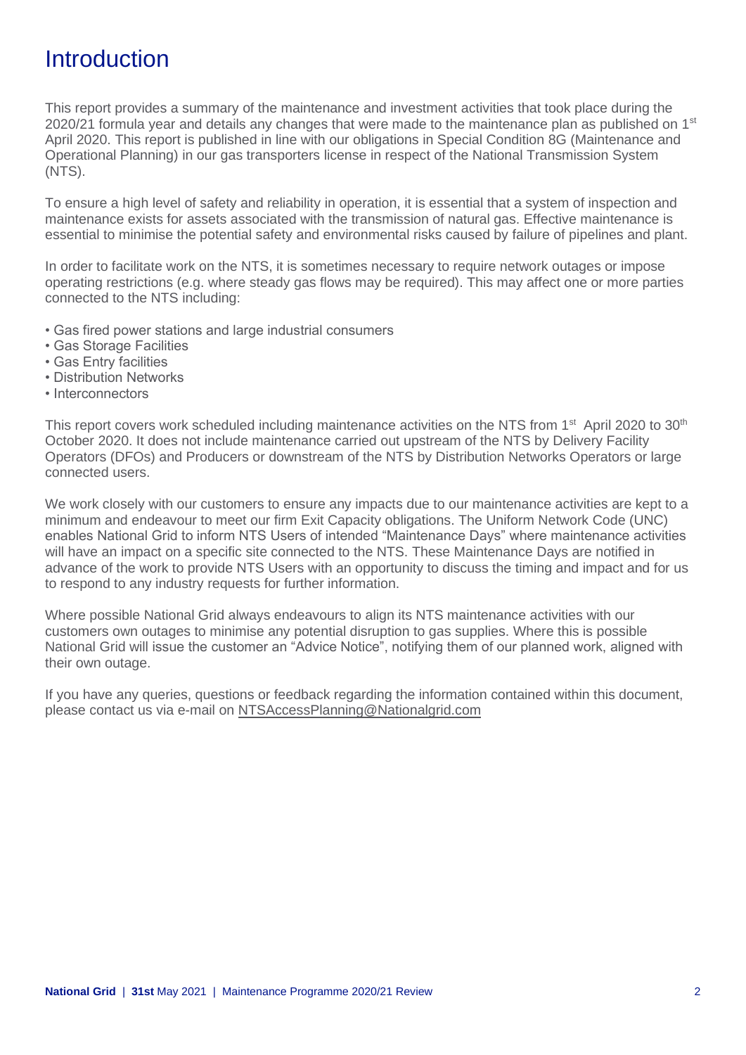# Introduction

This report provides a summary of the maintenance and investment activities that took place during the 2020/21 formula year and details any changes that were made to the maintenance plan as published on 1st April 2020. This report is published in line with our obligations in Special Condition 8G (Maintenance and Operational Planning) in our gas transporters license in respect of the National Transmission System (NTS).

To ensure a high level of safety and reliability in operation, it is essential that a system of inspection and maintenance exists for assets associated with the transmission of natural gas. Effective maintenance is essential to minimise the potential safety and environmental risks caused by failure of pipelines and plant.

In order to facilitate work on the NTS, it is sometimes necessary to require network outages or impose operating restrictions (e.g. where steady gas flows may be required). This may affect one or more parties connected to the NTS including:

- Gas fired power stations and large industrial consumers
- Gas Storage Facilities
- Gas Entry facilities
- Distribution Networks
- Interconnectors

This report covers work scheduled including maintenance activities on the NTS from 1st April 2020 to 30th October 2020. It does not include maintenance carried out upstream of the NTS by Delivery Facility Operators (DFOs) and Producers or downstream of the NTS by Distribution Networks Operators or large connected users.

We work closely with our customers to ensure any impacts due to our maintenance activities are kept to a minimum and endeavour to meet our firm Exit Capacity obligations. The Uniform Network Code (UNC) enables National Grid to inform NTS Users of intended "Maintenance Days" where maintenance activities will have an impact on a specific site connected to the NTS. These Maintenance Days are notified in advance of the work to provide NTS Users with an opportunity to discuss the timing and impact and for us to respond to any industry requests for further information.

Where possible National Grid always endeavours to align its NTS maintenance activities with our customers own outages to minimise any potential disruption to gas supplies. Where this is possible National Grid will issue the customer an "Advice Notice", notifying them of our planned work, aligned with their own outage.

If you have any queries, questions or feedback regarding the information contained within this document, please contact us via e-mail on NTSAccessPlanning@Nationalgrid.com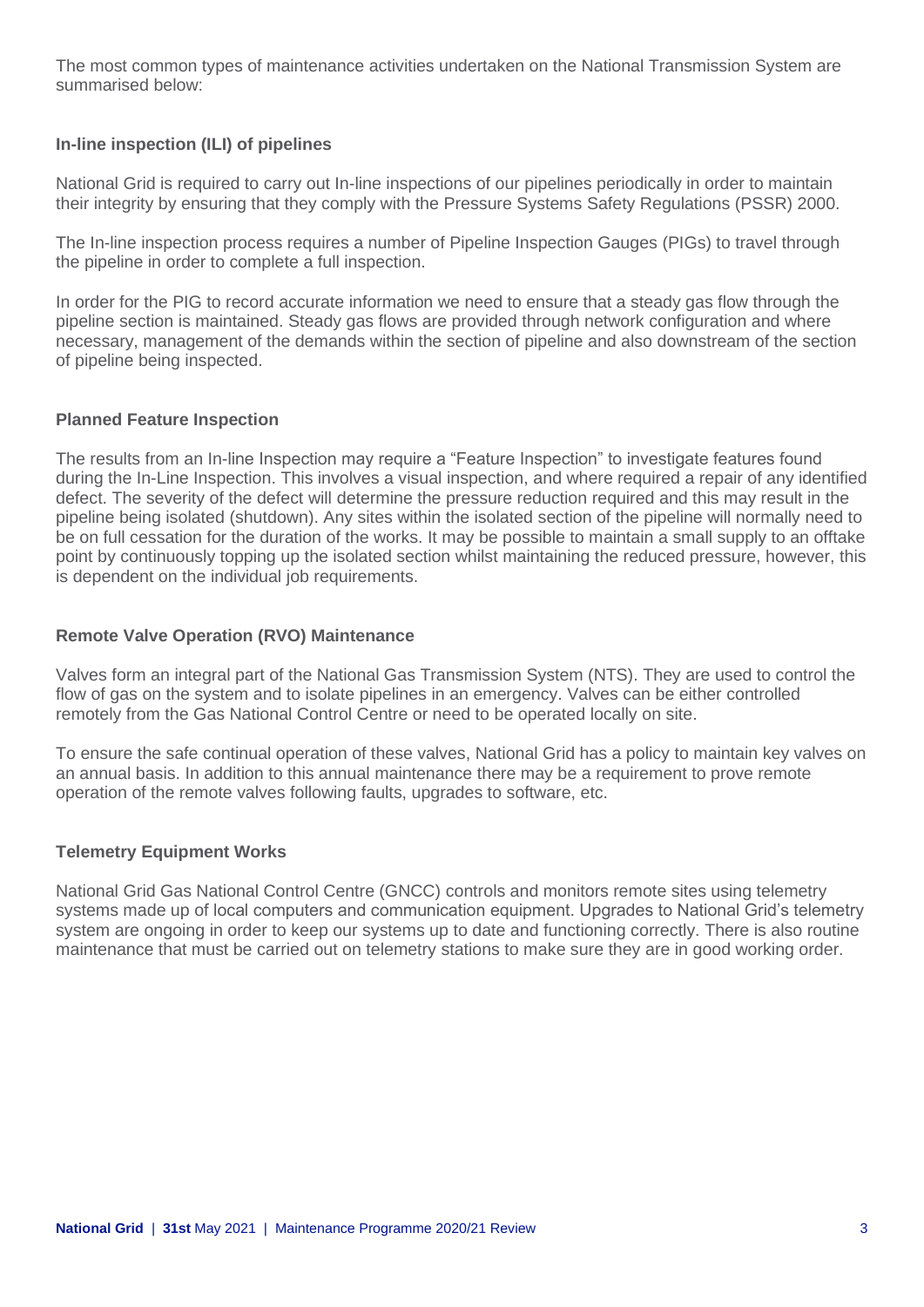The most common types of maintenance activities undertaken on the National Transmission System are summarised below:

### In-line inspection (ILI) of pipelines

National Grid is required to carry out In-line inspections of our pipelines periodically in order to maintain their integrity by ensuring that they comply with the Pressure Systems Safety Regulations (PSSR) 2000.

The In-line inspection process requires a number of Pipeline Inspection Gauges (PIGs) to travel through the pipeline in order to complete a full inspection.

In order for the PIG to record accurate information we need to ensure that a steady gas flow through the pipeline section is maintained. Steady gas flows are provided through network configuration and where necessary, management of the demands within the section of pipeline and also downstream of the section of pipeline being inspected.

### Planned Feature Inspection

The results from an In-line Inspection may require a "Feature Inspection" to investigate features found during the In-Line Inspection. This involves a visual inspection, and where required a repair of any identified defect. The severity of the defect will determine the pressure reduction required and this may result in the pipeline being isolated (shutdown). Any sites within the isolated section of the pipeline will normally need to be on full cessation for the duration of the works. It may be possible to maintain a small supply to an offtake point by continuously topping up the isolated section whilst maintaining the reduced pressure, however, this is dependent on the individual job requirements.

### Remote Valve Operation (RVO) Maintenance

Valves form an integral part of the National Gas Transmission System (NTS). They are used to control the flow of gas on the system and to isolate pipelines in an emergency. Valves can be either controlled remotely from the Gas National Control Centre or need to be operated locally on site.

To ensure the safe continual operation of these valves, National Grid has a policy to maintain key valves on an annual basis. In addition to this annual maintenance there may be a requirement to prove remote operation of the remote valves following faults, upgrades to software, etc.

### Telemetry Equipment Works

National Grid Gas National Control Centre (GNCC) controls and monitors remote sites using telemetry systems made up of local computers and communication equipment. Upgrades to National Grid's telemetry system are ongoing in order to keep our systems up to date and functioning correctly. There is also routine maintenance that must be carried out on telemetry stations to make sure they are in good working order.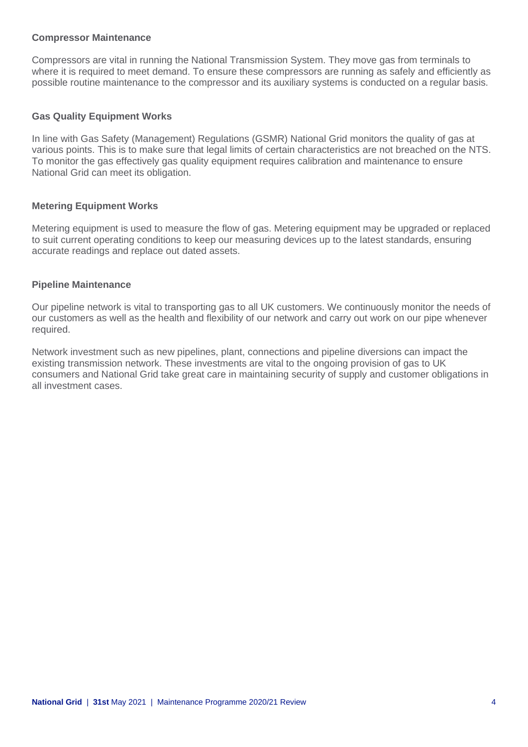### Compressor Maintenance

Compressors are vital in running the National Transmission System. They move gas from terminals to where it is required to meet demand. To ensure these compressors are running as safely and efficiently as possible routine maintenance to the compressor and its auxiliary systems is conducted on a regular basis.

### Gas Quality Equipment Works

In line with Gas Safety (Management) Regulations (GSMR) National Grid monitors the quality of gas at various points. This is to make sure that legal limits of certain characteristics are not breached on the NTS. To monitor the gas effectively gas quality equipment requires calibration and maintenance to ensure National Grid can meet its obligation.

### Metering Equipment Works

Metering equipment is used to measure the flow of gas. Metering equipment may be upgraded or replaced to suit current operating conditions to keep our measuring devices up to the latest standards, ensuring accurate readings and replace out dated assets.

### Pipeline Maintenance

Our pipeline network is vital to transporting gas to all UK customers. We continuously monitor the needs of our customers as well as the health and flexibility of our network and carry out work on our pipe whenever required.

Network investment such as new pipelines, plant, connections and pipeline diversions can impact the existing transmission network. These investments are vital to the ongoing provision of gas to UK consumers and National Grid take great care in maintaining security of supply and customer obligations in all investment cases.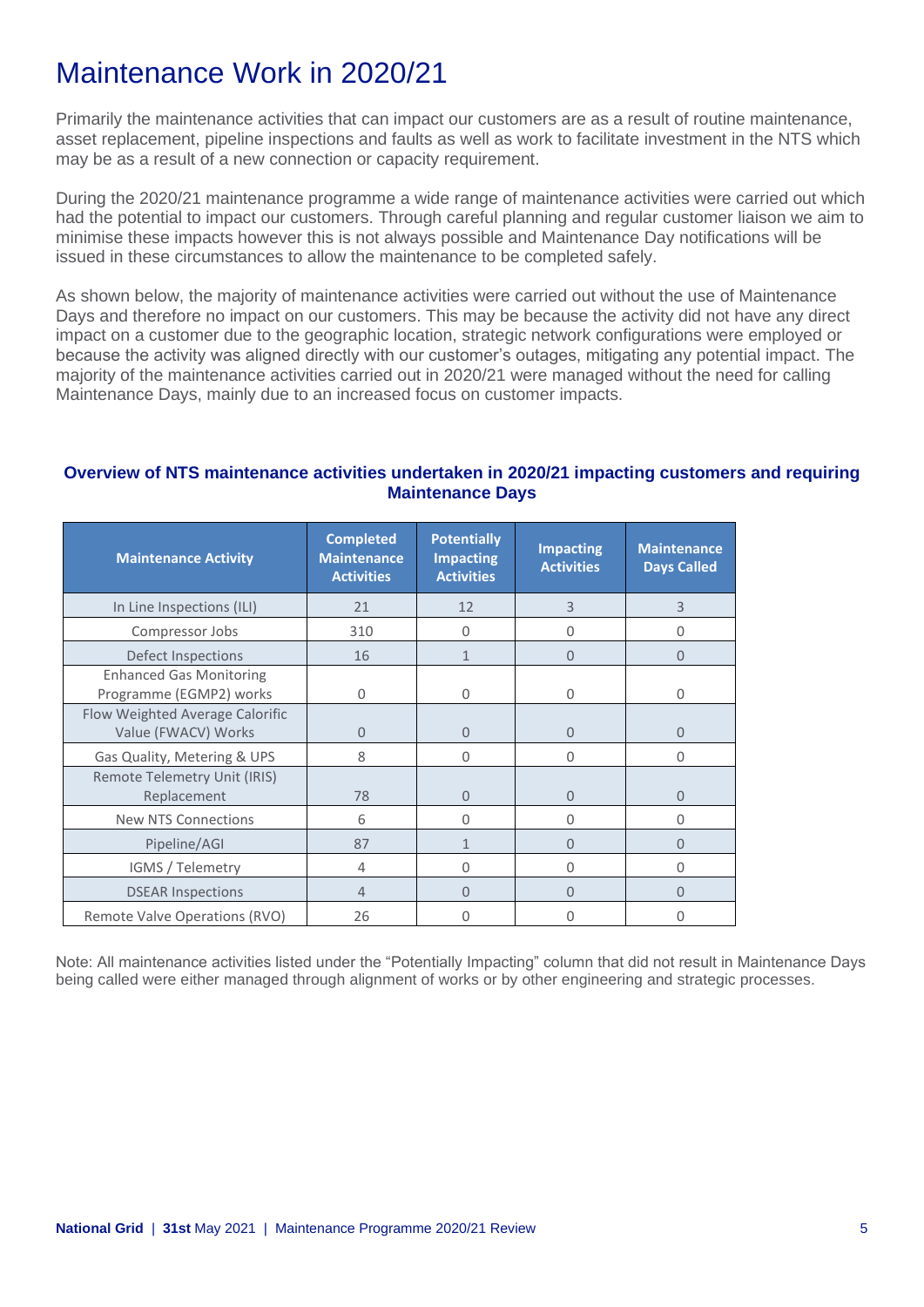# Maintenance Work in 2020/21

Primarily the maintenance activities that can impact our customers are as a result of routine maintenance, asset replacement, pipeline inspections and faults as well as work to facilitate investment in the NTS which may be as a result of a new connection or capacity requirement.

During the 2020/21 maintenance programme a wide range of maintenance activities were carried out which had the potential to impact our customers. Through careful planning and regular customer liaison we aim to minimise these impacts however this is not always possible and Maintenance Day notifications will be issued in these circumstances to allow the maintenance to be completed safely.

As shown below, the majority of maintenance activities were carried out without the use of Maintenance Days and therefore no impact on our customers. This may be because the activity did not have any direct impact on a customer due to the geographic location, strategic network configurations were employed or because the activity was aligned directly with our customer's outages, mitigating any potential impact. The majority of the maintenance activities carried out in 2020/21 were managed without the need for calling Maintenance Days, mainly due to an increased focus on customer impacts.

**Overview of NTS maintenance activities undertaken in 2020/21 impacting customers and requiring Maintenance Days**

| Maintenance Activity | Completed Maintenance Activities | Potentially Impacting Activities | Impacting Activities | Maintenance Days Called |
|---|---|---|---|---|
| In Line Inspections (ILI) | 21 | 12 | 3 | 3 |
| Compressor Jobs | 310 | 0 | 0 | 0 |
| Defect Inspections | 16 | 1 | 0 | 0 |
| Enhanced Gas Monitoring Programme (EGMP2) works | 0 | 0 | 0 | 0 |
| Flow Weighted Average Calorific Value (FWACV) Works | 0 | 0 | 0 | 0 |
| Gas Quality, Metering & UPS | 8 | 0 | 0 | 0 |
| Remote Telemetry Unit (IRIS) Replacement | 78 | 0 | 0 | 0 |
| New NTS Connections | 6 | 0 | 0 | 0 |
| Pipeline/AGI | 87 | 1 | 0 | 0 |
| IGMS / Telemetry | 4 | 0 | 0 | 0 |
| DSEAR Inspections | 4 | 0 | 0 | 0 |
| Remote Valve Operations (RVO) | 26 | 0 | 0 | 0 |

Note: All maintenance activities listed under the "Potentially Impacting" column that did not result in Maintenance Days being called were either managed through alignment of works or by other engineering and strategic processes.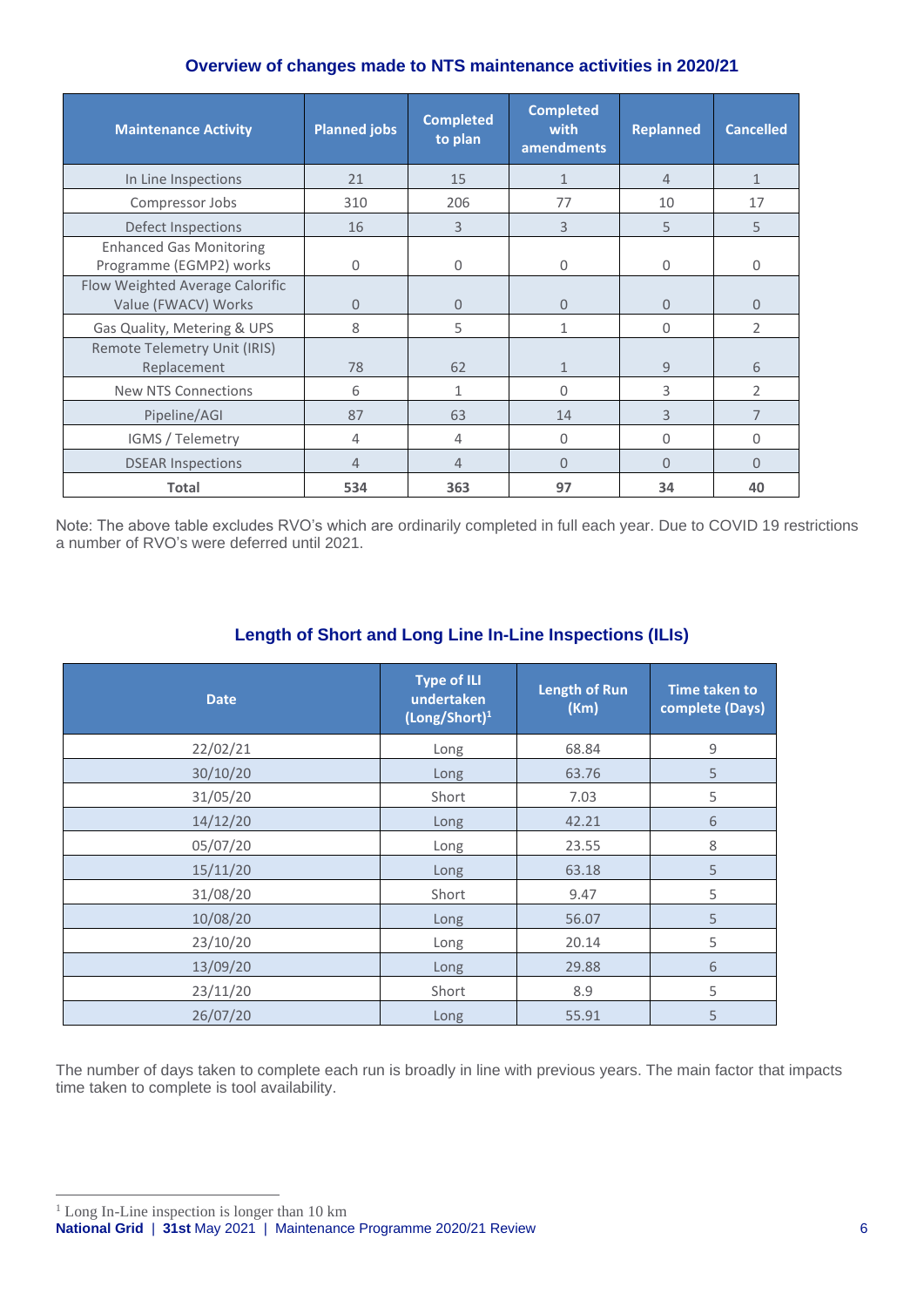## Overview of changes made to NTS maintenance activities in 2020/21

| Maintenance Activity | Planned jobs | Completed to plan | Completed with amendments | Replanned | Cancelled |
|---|---|---|---|---|---|
| In Line Inspections | 21 | 15 | 1 | 4 | 1 |
| Compressor Jobs | 310 | 206 | 77 | 10 | 17 |
| Defect Inspections | 16 | 3 | 3 | 5 | 5 |
| Enhanced Gas Monitoring Programme (EGMP2) works | 0 | 0 | 0 | 0 | 0 |
| Flow Weighted Average Calorific Value (FWACV) Works | 0 | 0 | 0 | 0 | 0 |
| Gas Quality, Metering & UPS | 8 | 5 | 1 | 0 | 2 |
| Remote Telemetry Unit (IRIS) Replacement | 78 | 62 | 1 | 9 | 6 |
| New NTS Connections | 6 | 1 | 0 | 3 | 2 |
| Pipeline/AGI | 87 | 63 | 14 | 3 | 7 |
| IGMS / Telemetry | 4 | 4 | 0 | 0 | 0 |
| DSEAR Inspections | 4 | 4 | 0 | 0 | 0 |
| **Total** | **534** | **363** | **97** | **34** | **40** |

Note: The above table excludes RVO's which are ordinarily completed in full each year. Due to COVID 19 restrictions a number of RVO's were deferred until 2021.

## Length of Short and Long Line In-Line Inspections (ILIs)

| Date | Type of ILI undertaken (Long/Short)[1] | Length of Run (Km) | Time taken to complete (Days) |
|---|---|---|---|
| 22/02/21 | Long | 68.84 | 9 |
| 30/10/20 | Long | 63.76 | 5 |
| 31/05/20 | Short | 7.03 | 5 |
| 14/12/20 | Long | 42.21 | 6 |
| 05/07/20 | Long | 23.55 | 8 |
| 15/11/20 | Long | 63.18 | 5 |
| 31/08/20 | Short | 9.47 | 5 |
| 10/08/20 | Long | 56.07 | 5 |
| 23/10/20 | Long | 20.14 | 5 |
| 13/09/20 | Long | 29.88 | 6 |
| 23/11/20 | Short | 8.9 | 5 |
| 26/07/20 | Long | 55.91 | 5 |

The number of days taken to complete each run is broadly in line with previous years. The main factor that impacts time taken to complete is tool availability.

[1] Long In-Line inspection is longer than 10 km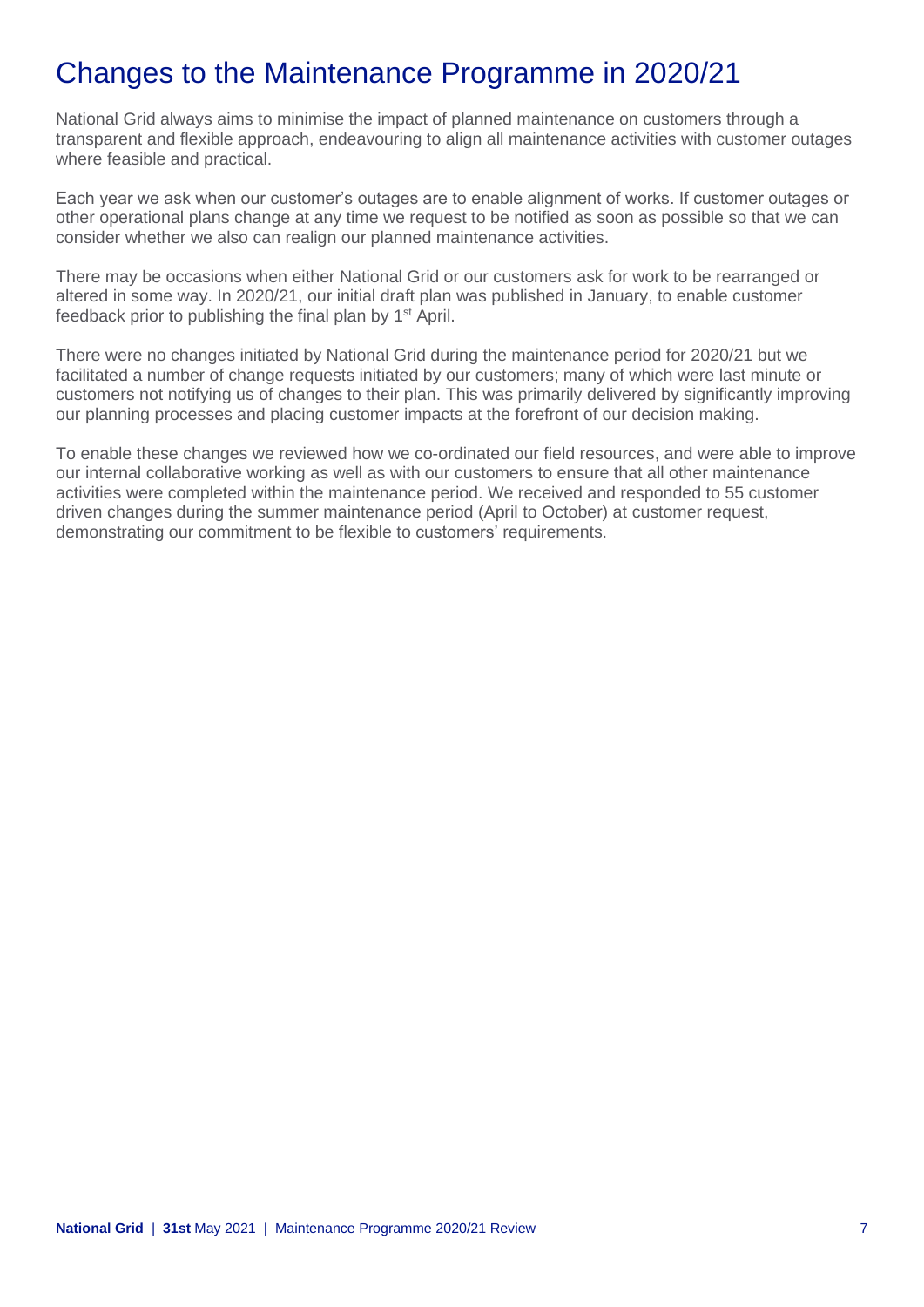# Changes to the Maintenance Programme in 2020/21

National Grid always aims to minimise the impact of planned maintenance on customers through a transparent and flexible approach, endeavouring to align all maintenance activities with customer outages where feasible and practical.

Each year we ask when our customer's outages are to enable alignment of works. If customer outages or other operational plans change at any time we request to be notified as soon as possible so that we can consider whether we also can realign our planned maintenance activities.

There may be occasions when either National Grid or our customers ask for work to be rearranged or altered in some way. In 2020/21, our initial draft plan was published in January, to enable customer feedback prior to publishing the final plan by 1st April.

There were no changes initiated by National Grid during the maintenance period for 2020/21 but we facilitated a number of change requests initiated by our customers; many of which were last minute or customers not notifying us of changes to their plan. This was primarily delivered by significantly improving our planning processes and placing customer impacts at the forefront of our decision making.

To enable these changes we reviewed how we co-ordinated our field resources, and were able to improve our internal collaborative working as well as with our customers to ensure that all other maintenance activities were completed within the maintenance period. We received and responded to 55 customer driven changes during the summer maintenance period (April to October) at customer request, demonstrating our commitment to be flexible to customers' requirements.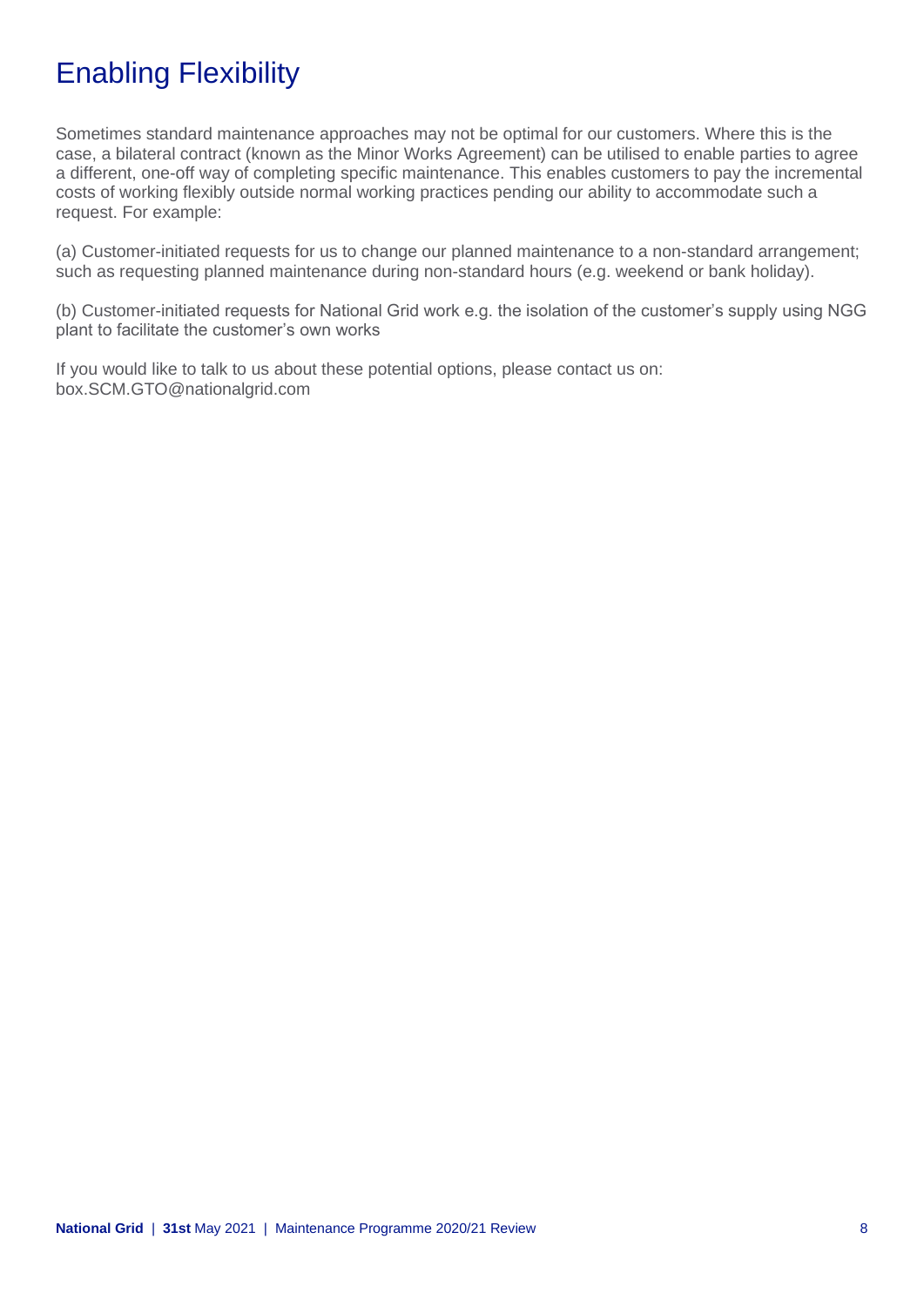# Enabling Flexibility

Sometimes standard maintenance approaches may not be optimal for our customers. Where this is the case, a bilateral contract (known as the Minor Works Agreement) can be utilised to enable parties to agree a different, one-off way of completing specific maintenance. This enables customers to pay the incremental costs of working flexibly outside normal working practices pending our ability to accommodate such a request. For example:

(a) Customer-initiated requests for us to change our planned maintenance to a non-standard arrangement; such as requesting planned maintenance during non-standard hours (e.g. weekend or bank holiday).

(b) Customer-initiated requests for National Grid work e.g. the isolation of the customer's supply using NGG plant to facilitate the customer's own works

If you would like to talk to us about these potential options, please contact us on:
box.SCM.GTO@nationalgrid.com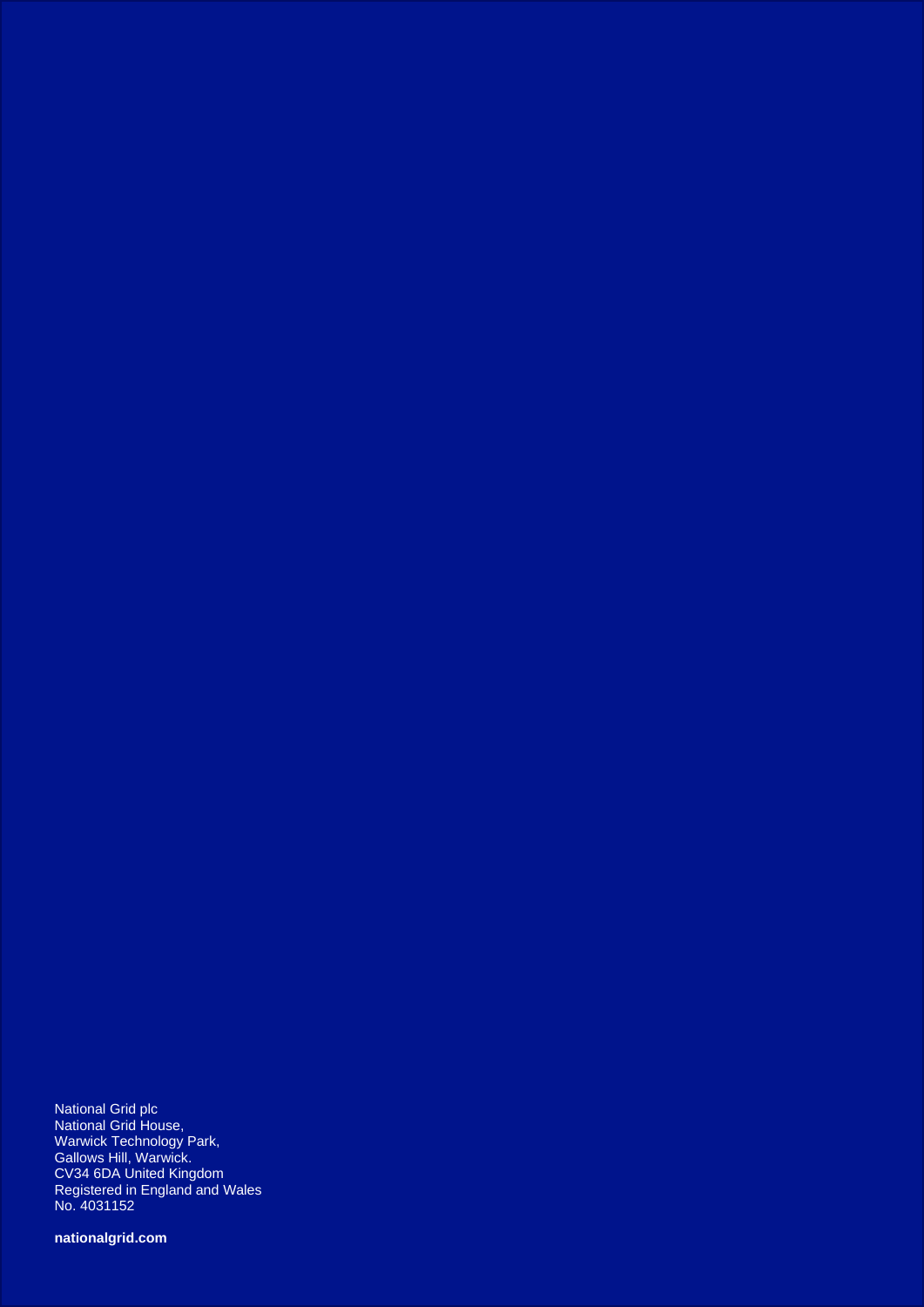National Grid plc
National Grid House,
Warwick Technology Park,
Gallows Hill, Warwick.
CV34 6DA United Kingdom
Registered in England and Wales
No. 4031152

**nationalgrid.com**